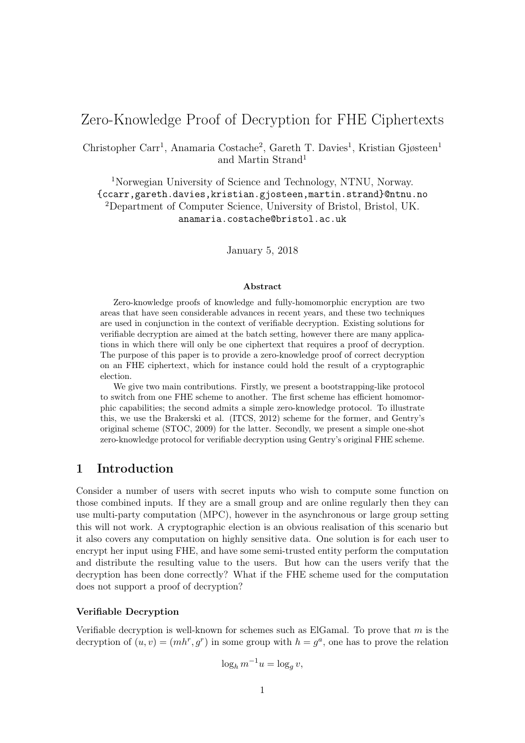# Zero-Knowledge Proof of Decryption for FHE Ciphertexts

Christopher Carr[1], Anamaria Costache[2], Gareth T. Davies[1], Kristian Gjøsteen[1] and Martin Strand[1]

[1]Norwegian University of Science and Technology, NTNU, Norway.
{ccarr,gareth.davies,kristian.gjosteen,martin.strand}@ntnu.no
[2]Department of Computer Science, University of Bristol, Bristol, UK.
anamaria.costache@bristol.ac.uk

January 5, 2018

**Abstract**

Zero-knowledge proofs of knowledge and fully-homomorphic encryption are two areas that have seen considerable advances in recent years, and these two techniques are used in conjunction in the context of verifiable decryption. Existing solutions for verifiable decryption are aimed at the batch setting, however there are many applications in which there will only be one ciphertext that requires a proof of decryption. The purpose of this paper is to provide a zero-knowledge proof of correct decryption on an FHE ciphertext, which for instance could hold the result of a cryptographic election.

We give two main contributions. Firstly, we present a bootstrapping-like protocol to switch from one FHE scheme to another. The first scheme has efficient homomorphic capabilities; the second admits a simple zero-knowledge protocol. To illustrate this, we use the Brakerski et al. (ITCS, 2012) scheme for the former, and Gentry's original scheme (STOC, 2009) for the latter. Secondly, we present a simple one-shot zero-knowledge protocol for verifiable decryption using Gentry's original FHE scheme.

## 1 Introduction

Consider a number of users with secret inputs who wish to compute some function on those combined inputs. If they are a small group and are online regularly then they can use multi-party computation (MPC), however in the asynchronous or large group setting this will not work. A cryptographic election is an obvious realisation of this scenario but it also covers any computation on highly sensitive data. One solution is for each user to encrypt her input using FHE, and have some semi-trusted entity perform the computation and distribute the resulting value to the users. But how can the users verify that the decryption has been done correctly? What if the FHE scheme used for the computation does not support a proof of decryption?

### Verifiable Decryption

Verifiable decryption is well-known for schemes such as ElGamal. To prove that $m$ is the decryption of $(u, v) = (mh^r, g^r)$ in some group with $h = g^a$, one has to prove the relation

$$\log_h m^{-1}u = \log_g v,$$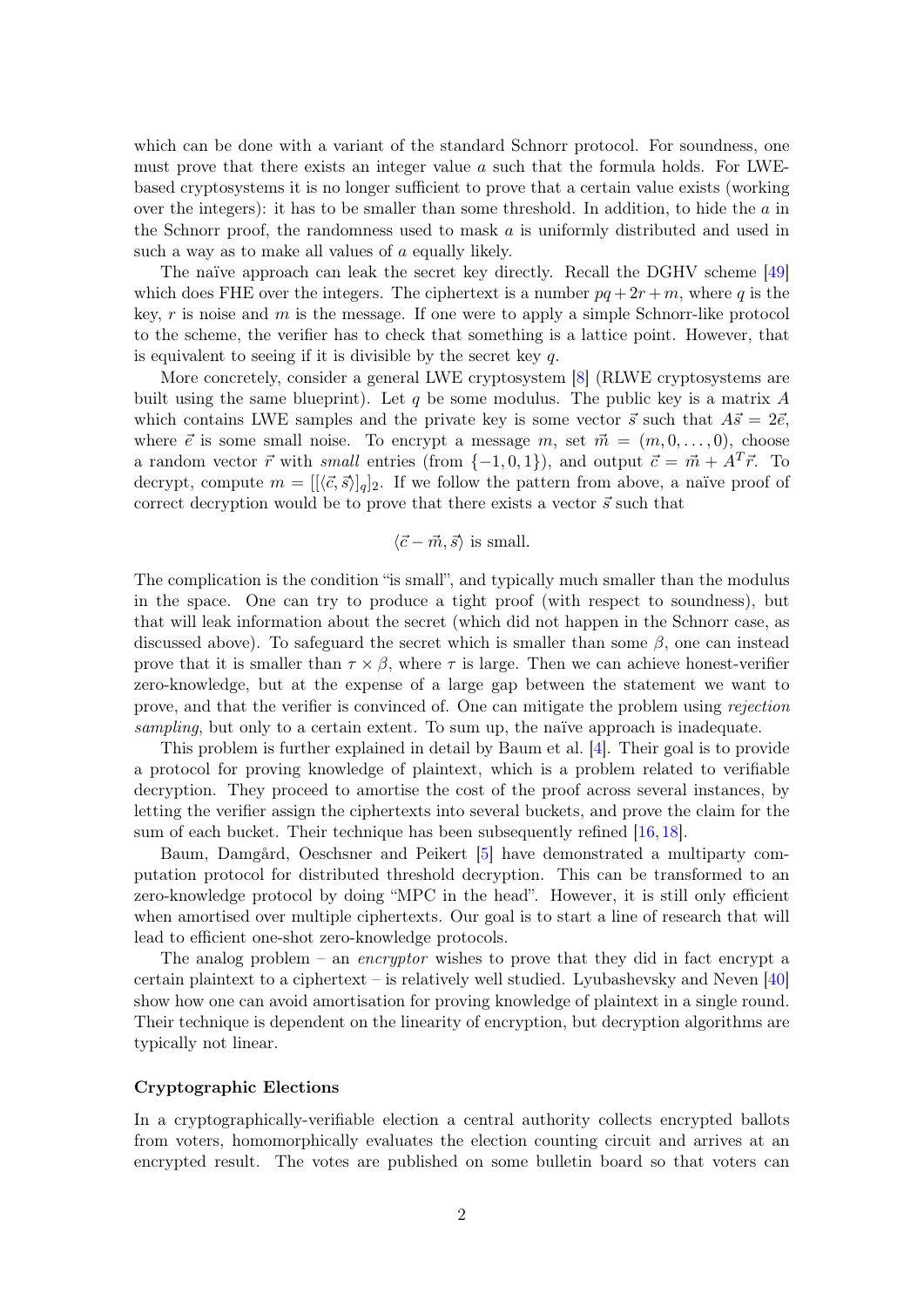which can be done with a variant of the standard Schnorr protocol. For soundness, one must prove that there exists an integer value $a$ such that the formula holds. For LWE-based cryptosystems it is no longer sufficient to prove that a certain value exists (working over the integers): it has to be smaller than some threshold. In addition, to hide the $a$ in the Schnorr proof, the randomness used to mask $a$ is uniformly distributed and used in such a way as to make all values of $a$ equally likely.

The naïve approach can leak the secret key directly. Recall the DGHV scheme [49] which does FHE over the integers. The ciphertext is a number $pq + 2r + m$, where $q$ is the key, $r$ is noise and $m$ is the message. If one were to apply a simple Schnorr-like protocol to the scheme, the verifier has to check that something is a lattice point. However, that is equivalent to seeing if it is divisible by the secret key $q$.

More concretely, consider a general LWE cryptosystem [8] (RLWE cryptosystems are built using the same blueprint). Let $q$ be some modulus. The public key is a matrix $A$ which contains LWE samples and the private key is some vector $\vec{s}$ such that $A\vec{s} = 2\vec{e}$, where $\vec{e}$ is some small noise. To encrypt a message $m$, set $\vec{m} = (m, 0, \ldots, 0)$, choose a random vector $\vec{r}$ with *small* entries (from $\{-1, 0, 1\}$), and output $\vec{c} = \vec{m} + A^T\vec{r}$. To decrypt, compute $m = [[\langle \vec{c}, \vec{s} \rangle]_q]_2$. If we follow the pattern from above, a naïve proof of correct decryption would be to prove that there exists a vector $\vec{s}$ such that

$$\langle \vec{c} - \vec{m}, \vec{s} \rangle \text{ is small.}$$

The complication is the condition "is small", and typically much smaller than the modulus in the space. One can try to produce a tight proof (with respect to soundness), but that will leak information about the secret (which did not happen in the Schnorr case, as discussed above). To safeguard the secret which is smaller than some $\beta$, one can instead prove that it is smaller than $\tau \times \beta$, where $\tau$ is large. Then we can achieve honest-verifier zero-knowledge, but at the expense of a large gap between the statement we want to prove, and that the verifier is convinced of. One can mitigate the problem using *rejection sampling*, but only to a certain extent. To sum up, the naïve approach is inadequate.

This problem is further explained in detail by Baum et al. [4]. Their goal is to provide a protocol for proving knowledge of plaintext, which is a problem related to verifiable decryption. They proceed to amortise the cost of the proof across several instances, by letting the verifier assign the ciphertexts into several buckets, and prove the claim for the sum of each bucket. Their technique has been subsequently refined [16, 18].

Baum, Damgård, Oeschsner and Peikert [5] have demonstrated a multiparty computation protocol for distributed threshold decryption. This can be transformed to an zero-knowledge protocol by doing "MPC in the head". However, it is still only efficient when amortised over multiple ciphertexts. Our goal is to start a line of research that will lead to efficient one-shot zero-knowledge protocols.

The analog problem – an *encryptor* wishes to prove that they did in fact encrypt a certain plaintext to a ciphertext – is relatively well studied. Lyubashevsky and Neven [40] show how one can avoid amortisation for proving knowledge of plaintext in a single round. Their technique is dependent on the linearity of encryption, but decryption algorithms are typically not linear.

**Cryptographic Elections**

In a cryptographically-verifiable election a central authority collects encrypted ballots from voters, homomorphically evaluates the election counting circuit and arrives at an encrypted result. The votes are published on some bulletin board so that voters can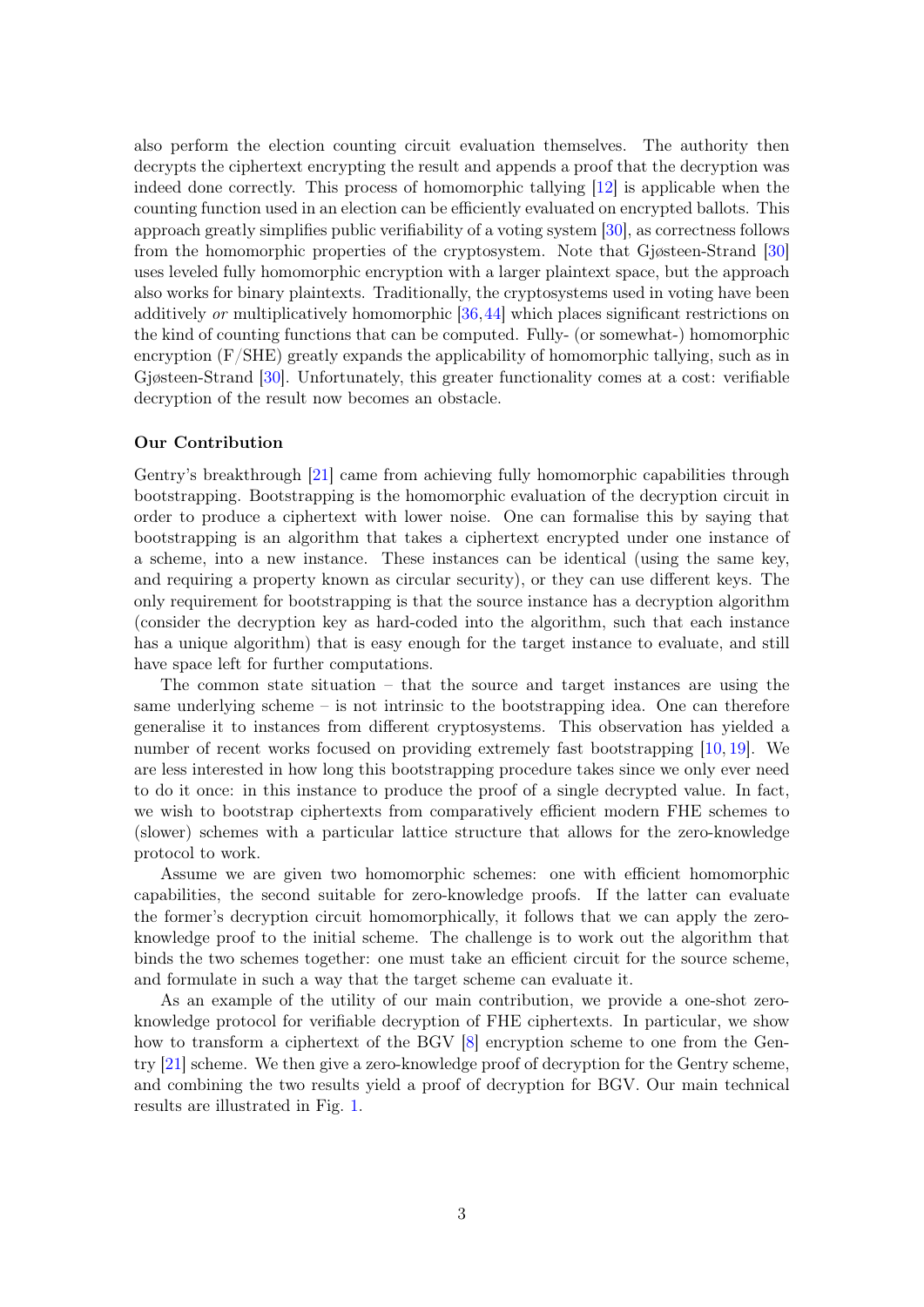also perform the election counting circuit evaluation themselves. The authority then decrypts the ciphertext encrypting the result and appends a proof that the decryption was indeed done correctly. This process of homomorphic tallying [12] is applicable when the counting function used in an election can be efficiently evaluated on encrypted ballots. This approach greatly simplifies public verifiability of a voting system [30], as correctness follows from the homomorphic properties of the cryptosystem. Note that Gjøsteen-Strand [30] uses leveled fully homomorphic encryption with a larger plaintext space, but the approach also works for binary plaintexts. Traditionally, the cryptosystems used in voting have been additively *or* multiplicatively homomorphic [36,44] which places significant restrictions on the kind of counting functions that can be computed. Fully- (or somewhat-) homomorphic encryption (F/SHE) greatly expands the applicability of homomorphic tallying, such as in Gjøsteen-Strand [30]. Unfortunately, this greater functionality comes at a cost: verifiable decryption of the result now becomes an obstacle.

**Our Contribution**

Gentry's breakthrough [21] came from achieving fully homomorphic capabilities through bootstrapping. Bootstrapping is the homomorphic evaluation of the decryption circuit in order to produce a ciphertext with lower noise. One can formalise this by saying that bootstrapping is an algorithm that takes a ciphertext encrypted under one instance of a scheme, into a new instance. These instances can be identical (using the same key, and requiring a property known as circular security), or they can use different keys. The only requirement for bootstrapping is that the source instance has a decryption algorithm (consider the decryption key as hard-coded into the algorithm, such that each instance has a unique algorithm) that is easy enough for the target instance to evaluate, and still have space left for further computations.

The common state situation – that the source and target instances are using the same underlying scheme – is not intrinsic to the bootstrapping idea. One can therefore generalise it to instances from different cryptosystems. This observation has yielded a number of recent works focused on providing extremely fast bootstrapping [10, 19]. We are less interested in how long this bootstrapping procedure takes since we only ever need to do it once: in this instance to produce the proof of a single decrypted value. In fact, we wish to bootstrap ciphertexts from comparatively efficient modern FHE schemes to (slower) schemes with a particular lattice structure that allows for the zero-knowledge protocol to work.

Assume we are given two homomorphic schemes: one with efficient homomorphic capabilities, the second suitable for zero-knowledge proofs. If the latter can evaluate the former's decryption circuit homomorphically, it follows that we can apply the zero-knowledge proof to the initial scheme. The challenge is to work out the algorithm that binds the two schemes together: one must take an efficient circuit for the source scheme, and formulate in such a way that the target scheme can evaluate it.

As an example of the utility of our main contribution, we provide a one-shot zero-knowledge protocol for verifiable decryption of FHE ciphertexts. In particular, we show how to transform a ciphertext of the BGV [8] encryption scheme to one from the Gentry [21] scheme. We then give a zero-knowledge proof of decryption for the Gentry scheme, and combining the two results yield a proof of decryption for BGV. Our main technical results are illustrated in Fig. 1.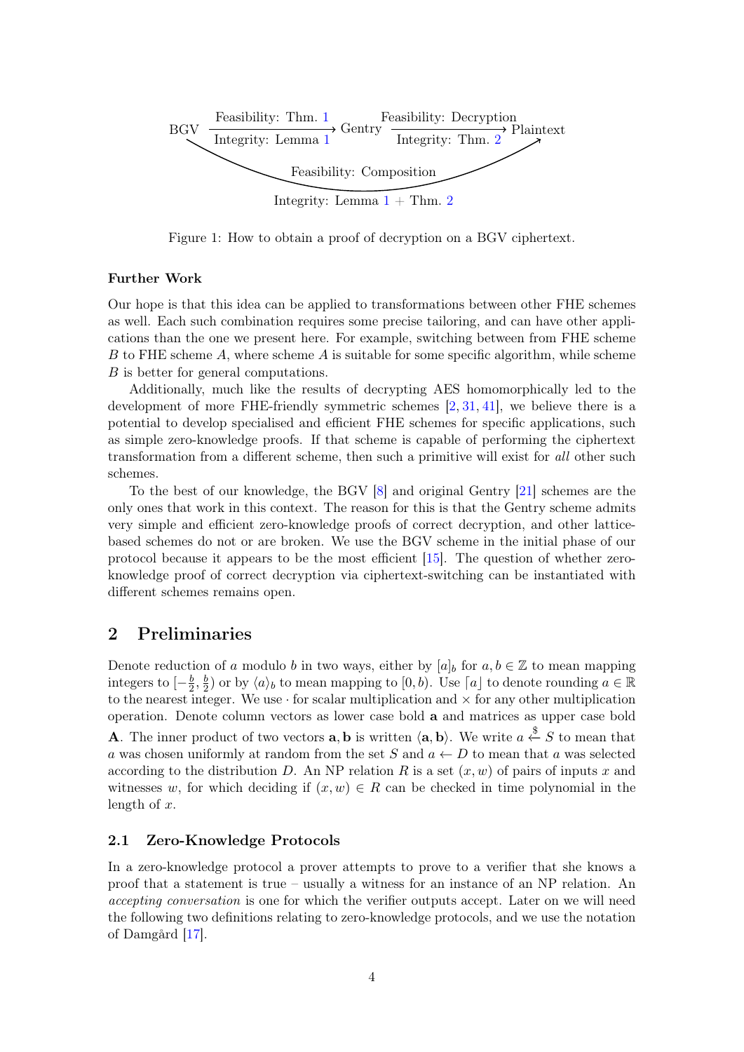BGV —(Feasibility: Thm. 1 / Integrity: Lemma 1)→ Gentry —(Feasibility: Decryption / Integrity: Thm. 2)→ Plaintext

BGV —(Feasibility: Composition / Integrity: Lemma 1 + Thm. 2)→ Plaintext

Figure 1: How to obtain a proof of decryption on a BGV ciphertext.

**Further Work**

Our hope is that this idea can be applied to transformations between other FHE schemes as well. Each such combination requires some precise tailoring, and can have other applications than the one we present here. For example, switching between from FHE scheme $B$ to FHE scheme $A$, where scheme $A$ is suitable for some specific algorithm, while scheme $B$ is better for general computations.

Additionally, much like the results of decrypting AES homomorphically led to the development of more FHE-friendly symmetric schemes [2, 31, 41], we believe there is a potential to develop specialised and efficient FHE schemes for specific applications, such as simple zero-knowledge proofs. If that scheme is capable of performing the ciphertext transformation from a different scheme, then such a primitive will exist for *all* other such schemes.

To the best of our knowledge, the BGV [8] and original Gentry [21] schemes are the only ones that work in this context. The reason for this is that the Gentry scheme admits very simple and efficient zero-knowledge proofs of correct decryption, and other lattice-based schemes do not or are broken. We use the BGV scheme in the initial phase of our protocol because it appears to be the most efficient [15]. The question of whether zero-knowledge proof of correct decryption via ciphertext-switching can be instantiated with different schemes remains open.

## 2 Preliminaries

Denote reduction of $a$ modulo $b$ in two ways, either by $[a]_b$ for $a, b \in \mathbb{Z}$ to mean mapping integers to $[-\frac{b}{2}, \frac{b}{2})$ or by $\langle a \rangle_b$ to mean mapping to $[0, b)$. Use $\lceil a \rfloor$ to denote rounding $a \in \mathbb{R}$ to the nearest integer. We use $\cdot$ for scalar multiplication and $\times$ for any other multiplication operation. Denote column vectors as lower case bold $\mathbf{a}$ and matrices as upper case bold $\mathbf{A}$. The inner product of two vectors $\mathbf{a}, \mathbf{b}$ is written $\langle \mathbf{a}, \mathbf{b} \rangle$. We write $a \xleftarrow{\$} S$ to mean that $a$ was chosen uniformly at random from the set $S$ and $a \leftarrow D$ to mean that $a$ was selected according to the distribution $D$. An NP relation $R$ is a set $(x, w)$ of pairs of inputs $x$ and witnesses $w$, for which deciding if $(x, w) \in R$ can be checked in time polynomial in the length of $x$.

### 2.1 Zero-Knowledge Protocols

In a zero-knowledge protocol a prover attempts to prove to a verifier that she knows a proof that a statement is true – usually a witness for an instance of an NP relation. An *accepting conversation* is one for which the verifier outputs accept. Later on we will need the following two definitions relating to zero-knowledge protocols, and we use the notation of Damgård [17].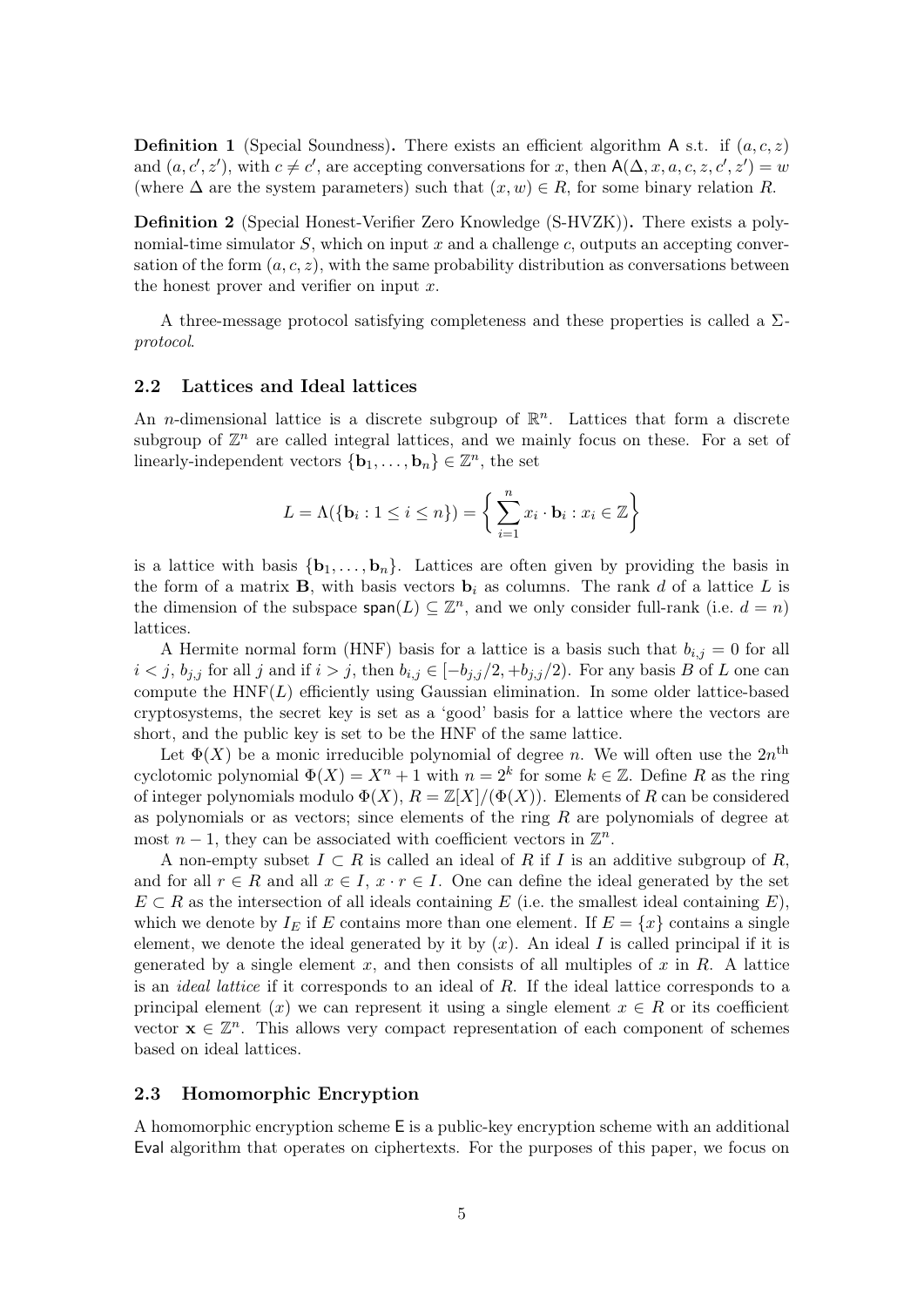**Definition 1** (Special Soundness)**.** There exists an efficient algorithm $\mathsf{A}$ s.t. if $(a, c, z)$ and $(a, c', z')$, with $c \neq c'$, are accepting conversations for $x$, then $\mathsf{A}(\Delta, x, a, c, z, c', z') = w$ (where $\Delta$ are the system parameters) such that $(x, w) \in R$, for some binary relation $R$.

**Definition 2** (Special Honest-Verifier Zero Knowledge (S-HVZK))**.** There exists a polynomial-time simulator $S$, which on input $x$ and a challenge $c$, outputs an accepting conversation of the form $(a, c, z)$, with the same probability distribution as conversations between the honest prover and verifier on input $x$.

A three-message protocol satisfying completeness and these properties is called a $\Sigma$-*protocol*.

### 2.2 Lattices and Ideal lattices

An $n$-dimensional lattice is a discrete subgroup of $\mathbb{R}^n$. Lattices that form a discrete subgroup of $\mathbb{Z}^n$ are called integral lattices, and we mainly focus on these. For a set of linearly-independent vectors $\{\mathbf{b}_1, \ldots, \mathbf{b}_n\} \in \mathbb{Z}^n$, the set

$$L = \Lambda(\{\mathbf{b}_i : 1 \leq i \leq n\}) = \left\{ \sum_{i=1}^{n} x_i \cdot \mathbf{b}_i : x_i \in \mathbb{Z} \right\}$$

is a lattice with basis $\{\mathbf{b}_1, \ldots, \mathbf{b}_n\}$. Lattices are often given by providing the basis in the form of a matrix $\mathbf{B}$, with basis vectors $\mathbf{b}_i$ as columns. The rank $d$ of a lattice $L$ is the dimension of the subspace $\mathsf{span}(L) \subseteq \mathbb{Z}^n$, and we only consider full-rank (i.e. $d = n$) lattices.

A Hermite normal form (HNF) basis for a lattice is a basis such that $b_{i,j} = 0$ for all $i < j$, $b_{j,j}$ for all $j$ and if $i > j$, then $b_{i,j} \in [-b_{j,j}/2, +b_{j,j}/2)$. For any basis $B$ of $L$ one can compute the $\mathrm{HNF}(L)$ efficiently using Gaussian elimination. In some older lattice-based cryptosystems, the secret key is set as a 'good' basis for a lattice where the vectors are short, and the public key is set to be the HNF of the same lattice.

Let $\Phi(X)$ be a monic irreducible polynomial of degree $n$. We will often use the $2n^{\text{th}}$ cyclotomic polynomial $\Phi(X) = X^n + 1$ with $n = 2^k$ for some $k \in \mathbb{Z}$. Define $R$ as the ring of integer polynomials modulo $\Phi(X)$, $R = \mathbb{Z}[X]/(\Phi(X))$. Elements of $R$ can be considered as polynomials or as vectors; since elements of the ring $R$ are polynomials of degree at most $n - 1$, they can be associated with coefficient vectors in $\mathbb{Z}^n$.

A non-empty subset $I \subset R$ is called an ideal of $R$ if $I$ is an additive subgroup of $R$, and for all $r \in R$ and all $x \in I$, $x \cdot r \in I$. One can define the ideal generated by the set $E \subset R$ as the intersection of all ideals containing $E$ (i.e. the smallest ideal containing $E$), which we denote by $I_E$ if $E$ contains more than one element. If $E = \{x\}$ contains a single element, we denote the ideal generated by it by $(x)$. An ideal $I$ is called principal if it is generated by a single element $x$, and then consists of all multiples of $x$ in $R$. A lattice is an *ideal lattice* if it corresponds to an ideal of $R$. If the ideal lattice corresponds to a principal element $(x)$ we can represent it using a single element $x \in R$ or its coefficient vector $\mathbf{x} \in \mathbb{Z}^n$. This allows very compact representation of each component of schemes based on ideal lattices.

### 2.3 Homomorphic Encryption

A homomorphic encryption scheme $\mathsf{E}$ is a public-key encryption scheme with an additional $\mathsf{Eval}$ algorithm that operates on ciphertexts. For the purposes of this paper, we focus on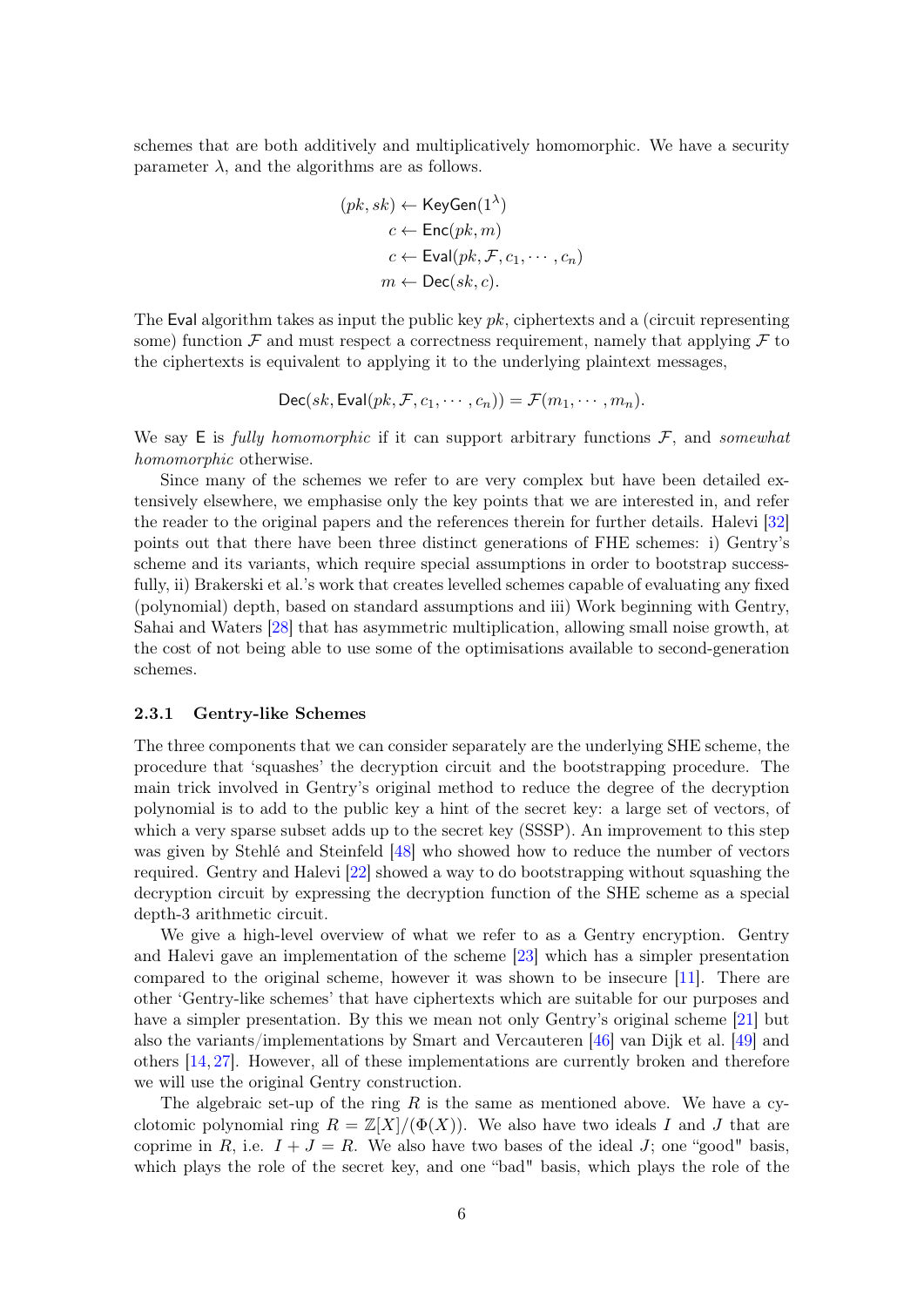schemes that are both additively and multiplicatively homomorphic. We have a security parameter $\lambda$, and the algorithms are as follows.

$$
\begin{aligned}
(pk, sk) &\leftarrow \mathsf{KeyGen}(1^\lambda) \\
c &\leftarrow \mathsf{Enc}(pk, m) \\
c &\leftarrow \mathsf{Eval}(pk, \mathcal{F}, c_1, \cdots, c_n) \\
m &\leftarrow \mathsf{Dec}(sk, c).
\end{aligned}
$$

The Eval algorithm takes as input the public key $pk$, ciphertexts and a (circuit representing some) function $\mathcal{F}$ and must respect a correctness requirement, namely that applying $\mathcal{F}$ to the ciphertexts is equivalent to applying it to the underlying plaintext messages,

$$
\mathsf{Dec}(sk, \mathsf{Eval}(pk, \mathcal{F}, c_1, \cdots, c_n)) = \mathcal{F}(m_1, \cdots, m_n).
$$

We say E is *fully homomorphic* if it can support arbitrary functions $\mathcal{F}$, and *somewhat homomorphic* otherwise.

Since many of the schemes we refer to are very complex but have been detailed extensively elsewhere, we emphasise only the key points that we are interested in, and refer the reader to the original papers and the references therein for further details. Halevi [32] points out that there have been three distinct generations of FHE schemes: i) Gentry's scheme and its variants, which require special assumptions in order to bootstrap successfully, ii) Brakerski et al.'s work that creates levelled schemes capable of evaluating any fixed (polynomial) depth, based on standard assumptions and iii) Work beginning with Gentry, Sahai and Waters [28] that has asymmetric multiplication, allowing small noise growth, at the cost of not being able to use some of the optimisations available to second-generation schemes.

### 2.3.1 Gentry-like Schemes

The three components that we can consider separately are the underlying SHE scheme, the procedure that 'squashes' the decryption circuit and the bootstrapping procedure. The main trick involved in Gentry's original method to reduce the degree of the decryption polynomial is to add to the public key a hint of the secret key: a large set of vectors, of which a very sparse subset adds up to the secret key (SSSP). An improvement to this step was given by Stehlé and Steinfeld [48] who showed how to reduce the number of vectors required. Gentry and Halevi [22] showed a way to do bootstrapping without squashing the decryption circuit by expressing the decryption function of the SHE scheme as a special depth-3 arithmetic circuit.

We give a high-level overview of what we refer to as a Gentry encryption. Gentry and Halevi gave an implementation of the scheme [23] which has a simpler presentation compared to the original scheme, however it was shown to be insecure [11]. There are other 'Gentry-like schemes' that have ciphertexts which are suitable for our purposes and have a simpler presentation. By this we mean not only Gentry's original scheme [21] but also the variants/implementations by Smart and Vercauteren [46] van Dijk et al. [49] and others [14, 27]. However, all of these implementations are currently broken and therefore we will use the original Gentry construction.

The algebraic set-up of the ring $R$ is the same as mentioned above. We have a cyclotomic polynomial ring $R = \mathbb{Z}[X]/(\Phi(X))$. We also have two ideals $I$ and $J$ that are coprime in $R$, i.e. $I + J = R$. We also have two bases of the ideal $J$; one "good" basis, which plays the role of the secret key, and one "bad" basis, which plays the role of the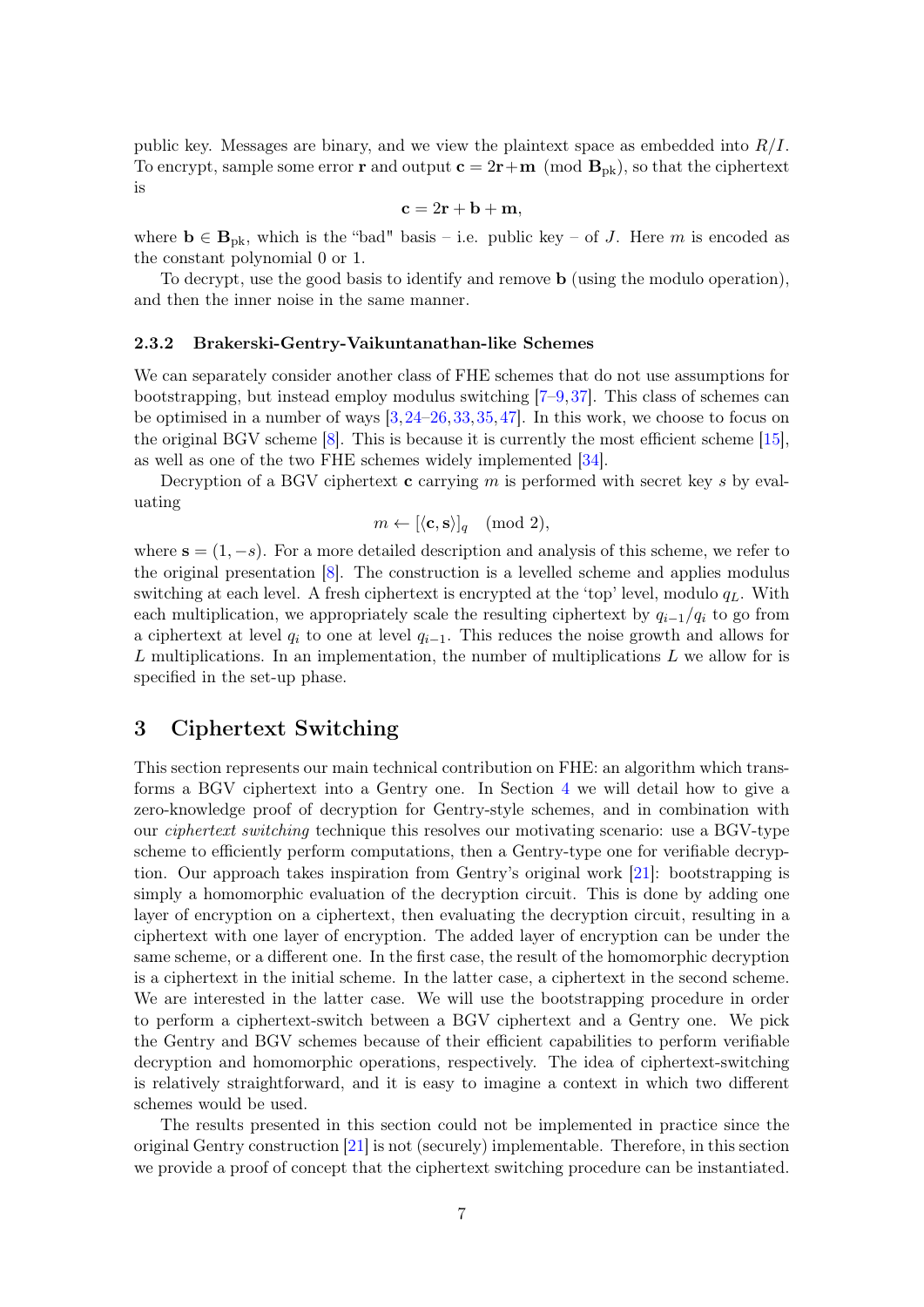public key. Messages are binary, and we view the plaintext space as embedded into $R/I$. To encrypt, sample some error $\mathbf{r}$ and output $\mathbf{c} = 2\mathbf{r}+\mathbf{m} \pmod{\mathbf{B}_{\text{pk}}}$, so that the ciphertext is

$$\mathbf{c} = 2\mathbf{r} + \mathbf{b} + \mathbf{m},$$

where $\mathbf{b} \in \mathbf{B}_{\text{pk}}$, which is the "bad" basis – i.e. public key – of $J$. Here $m$ is encoded as the constant polynomial 0 or 1.

To decrypt, use the good basis to identify and remove $\mathbf{b}$ (using the modulo operation), and then the inner noise in the same manner.

### 2.3.2 Brakerski-Gentry-Vaikuntanathan-like Schemes

We can separately consider another class of FHE schemes that do not use assumptions for bootstrapping, but instead employ modulus switching [7–9,37]. This class of schemes can be optimised in a number of ways [3,24–26,33,35,47]. In this work, we choose to focus on the original BGV scheme [8]. This is because it is currently the most efficient scheme [15], as well as one of the two FHE schemes widely implemented [34].

Decryption of a BGV ciphertext $\mathbf{c}$ carrying $m$ is performed with secret key $s$ by evaluating

$$m \leftarrow [\langle \mathbf{c}, \mathbf{s} \rangle]_q \pmod{2},$$

where $\mathbf{s} = (1, -s)$. For a more detailed description and analysis of this scheme, we refer to the original presentation [8]. The construction is a levelled scheme and applies modulus switching at each level. A fresh ciphertext is encrypted at the 'top' level, modulo $q_L$. With each multiplication, we appropriately scale the resulting ciphertext by $q_{i-1}/q_i$ to go from a ciphertext at level $q_i$ to one at level $q_{i-1}$. This reduces the noise growth and allows for $L$ multiplications. In an implementation, the number of multiplications $L$ we allow for is specified in the set-up phase.

## 3 Ciphertext Switching

This section represents our main technical contribution on FHE: an algorithm which transforms a BGV ciphertext into a Gentry one. In Section 4 we will detail how to give a zero-knowledge proof of decryption for Gentry-style schemes, and in combination with our *ciphertext switching* technique this resolves our motivating scenario: use a BGV-type scheme to efficiently perform computations, then a Gentry-type one for verifiable decryption. Our approach takes inspiration from Gentry's original work [21]: bootstrapping is simply a homomorphic evaluation of the decryption circuit. This is done by adding one layer of encryption on a ciphertext, then evaluating the decryption circuit, resulting in a ciphertext with one layer of encryption. The added layer of encryption can be under the same scheme, or a different one. In the first case, the result of the homomorphic decryption is a ciphertext in the initial scheme. In the latter case, a ciphertext in the second scheme. We are interested in the latter case. We will use the bootstrapping procedure in order to perform a ciphertext-switch between a BGV ciphertext and a Gentry one. We pick the Gentry and BGV schemes because of their efficient capabilities to perform verifiable decryption and homomorphic operations, respectively. The idea of ciphertext-switching is relatively straightforward, and it is easy to imagine a context in which two different schemes would be used.

The results presented in this section could not be implemented in practice since the original Gentry construction [21] is not (securely) implementable. Therefore, in this section we provide a proof of concept that the ciphertext switching procedure can be instantiated.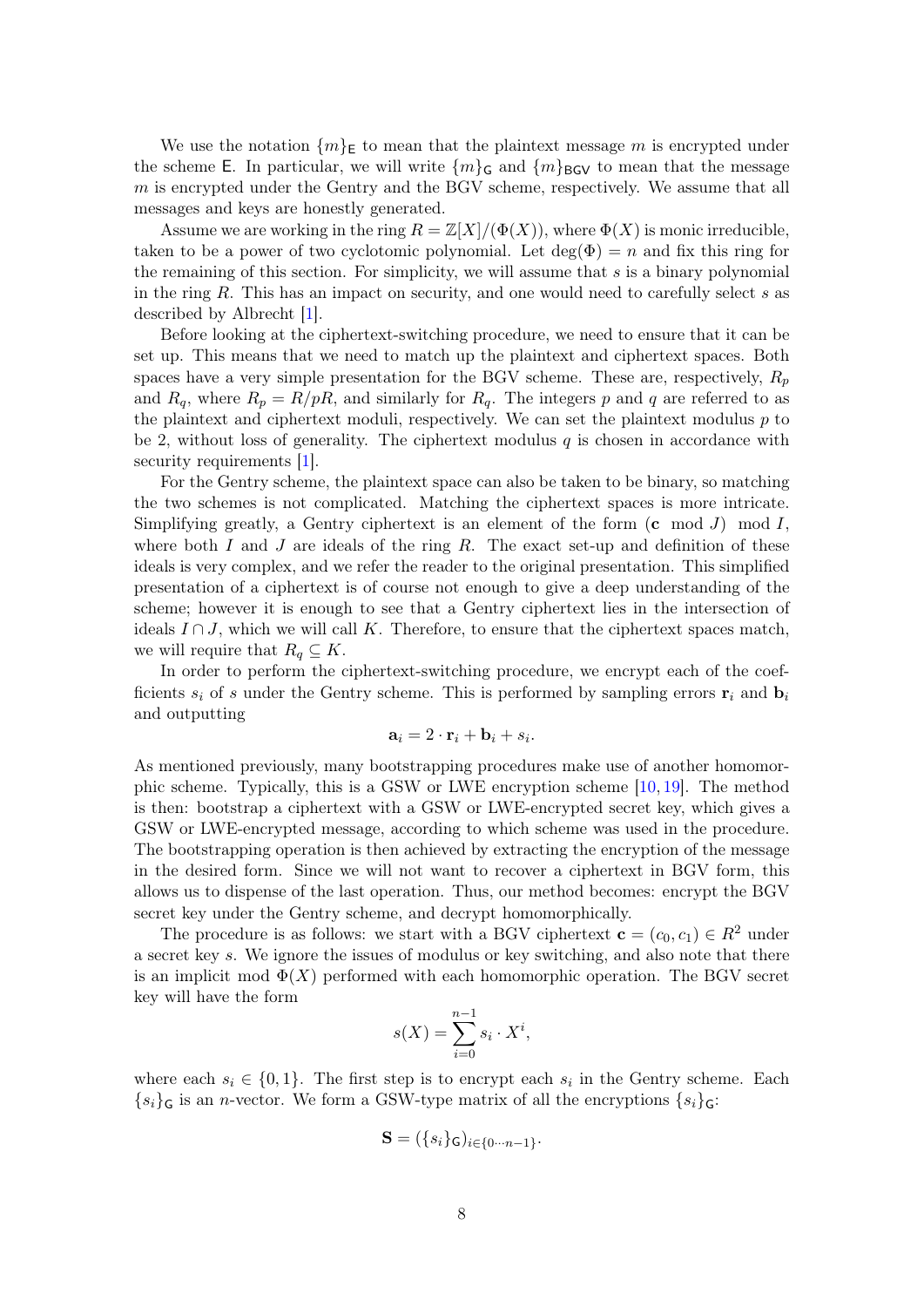We use the notation $\{m\}_\mathsf{E}$ to mean that the plaintext message $m$ is encrypted under the scheme $\mathsf{E}$. In particular, we will write $\{m\}_\mathsf{G}$ and $\{m\}_\mathsf{BGV}$ to mean that the message $m$ is encrypted under the Gentry and the BGV scheme, respectively. We assume that all messages and keys are honestly generated.

Assume we are working in the ring $R = \mathbb{Z}[X]/(\Phi(X))$, where $\Phi(X)$ is monic irreducible, taken to be a power of two cyclotomic polynomial. Let $\deg(\Phi) = n$ and fix this ring for the remaining of this section. For simplicity, we will assume that $s$ is a binary polynomial in the ring $R$. This has an impact on security, and one would need to carefully select $s$ as described by Albrecht [1].

Before looking at the ciphertext-switching procedure, we need to ensure that it can be set up. This means that we need to match up the plaintext and ciphertext spaces. Both spaces have a very simple presentation for the BGV scheme. These are, respectively, $R_p$ and $R_q$, where $R_p = R/pR$, and similarly for $R_q$. The integers $p$ and $q$ are referred to as the plaintext and ciphertext moduli, respectively. We can set the plaintext modulus $p$ to be 2, without loss of generality. The ciphertext modulus $q$ is chosen in accordance with security requirements [1].

For the Gentry scheme, the plaintext space can also be taken to be binary, so matching the two schemes is not complicated. Matching the ciphertext spaces is more intricate. Simplifying greatly, a Gentry ciphertext is an element of the form $(\mathbf{c} \mod J) \mod I$, where both $I$ and $J$ are ideals of the ring $R$. The exact set-up and definition of these ideals is very complex, and we refer the reader to the original presentation. This simplified presentation of a ciphertext is of course not enough to give a deep understanding of the scheme; however it is enough to see that a Gentry ciphertext lies in the intersection of ideals $I \cap J$, which we will call $K$. Therefore, to ensure that the ciphertext spaces match, we will require that $R_q \subseteq K$.

In order to perform the ciphertext-switching procedure, we encrypt each of the coefficients $s_i$ of $s$ under the Gentry scheme. This is performed by sampling errors $\mathbf{r}_i$ and $\mathbf{b}_i$ and outputting

$$\mathbf{a}_i = 2 \cdot \mathbf{r}_i + \mathbf{b}_i + s_i.$$

As mentioned previously, many bootstrapping procedures make use of another homomorphic scheme. Typically, this is a GSW or LWE encryption scheme [10, 19]. The method is then: bootstrap a ciphertext with a GSW or LWE-encrypted secret key, which gives a GSW or LWE-encrypted message, according to which scheme was used in the procedure. The bootstrapping operation is then achieved by extracting the encryption of the message in the desired form. Since we will not want to recover a ciphertext in BGV form, this allows us to dispense of the last operation. Thus, our method becomes: encrypt the BGV secret key under the Gentry scheme, and decrypt homomorphically.

The procedure is as follows: we start with a BGV ciphertext $\mathbf{c} = (c_0, c_1) \in R^2$ under a secret key $s$. We ignore the issues of modulus or key switching, and also note that there is an implicit mod $\Phi(X)$ performed with each homomorphic operation. The BGV secret key will have the form

$$s(X) = \sum_{i=0}^{n-1} s_i \cdot X^i,$$

where each $s_i \in \{0, 1\}$. The first step is to encrypt each $s_i$ in the Gentry scheme. Each $\{s_i\}_\mathsf{G}$ is an $n$-vector. We form a GSW-type matrix of all the encryptions $\{s_i\}_\mathsf{G}$:

$$\mathbf{S} = (\{s_i\}_\mathsf{G})_{i \in \{0 \cdots n-1\}}.$$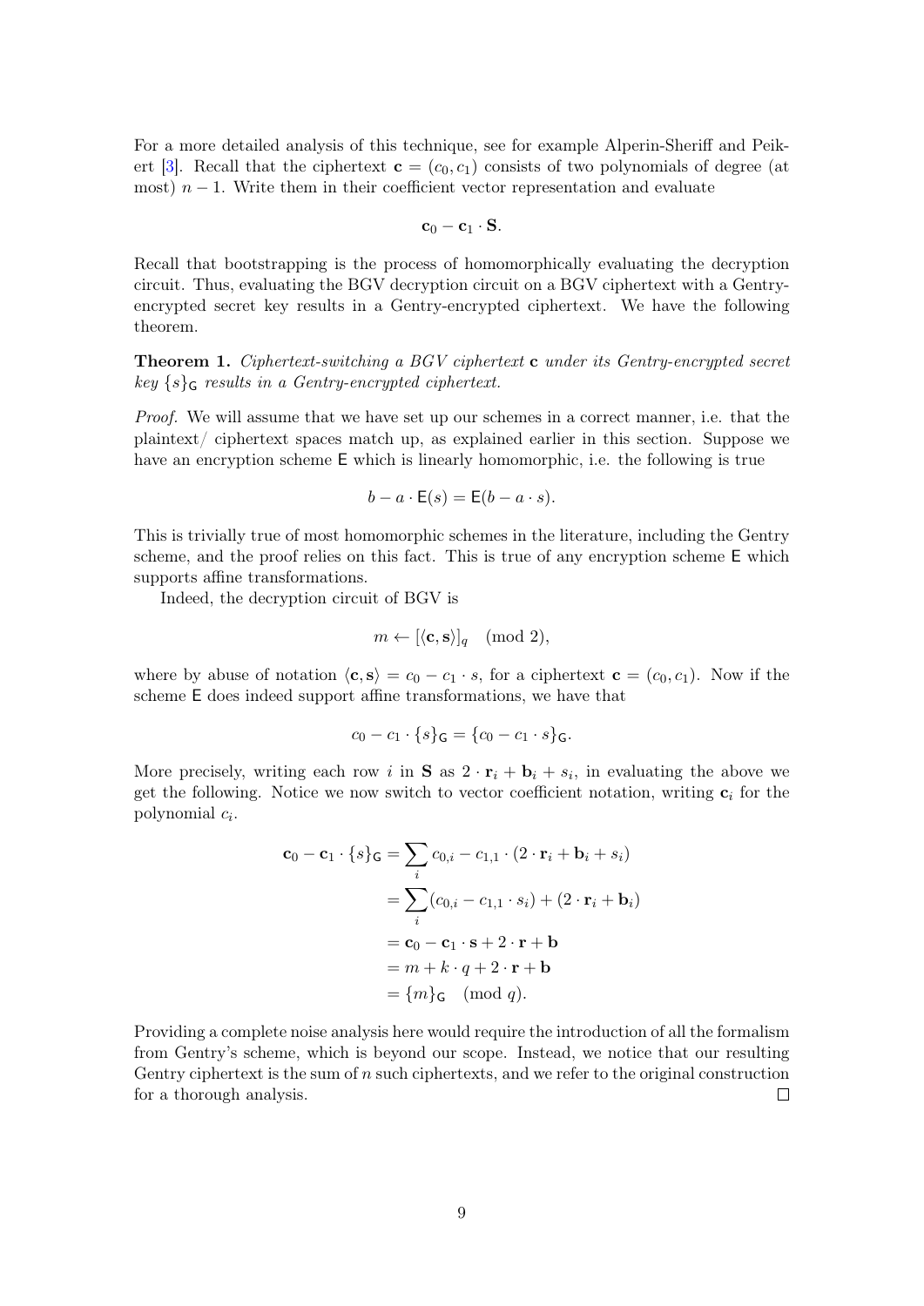For a more detailed analysis of this technique, see for example Alperin-Sheriff and Peikert [3]. Recall that the ciphertext $\mathbf{c} = (c_0, c_1)$ consists of two polynomials of degree (at most) $n-1$. Write them in their coefficient vector representation and evaluate

$$\mathbf{c}_0 - \mathbf{c}_1 \cdot \mathbf{S}.$$

Recall that bootstrapping is the process of homomorphically evaluating the decryption circuit. Thus, evaluating the BGV decryption circuit on a BGV ciphertext with a Gentry-encrypted secret key results in a Gentry-encrypted ciphertext. We have the following theorem.

**Theorem 1.** *Ciphertext-switching a BGV ciphertext* $\mathbf{c}$ *under its Gentry-encrypted secret key* $\{s\}_{\mathsf{G}}$ *results in a Gentry-encrypted ciphertext.*

*Proof.* We will assume that we have set up our schemes in a correct manner, i.e. that the plaintext/ ciphertext spaces match up, as explained earlier in this section. Suppose we have an encryption scheme $\mathsf{E}$ which is linearly homomorphic, i.e. the following is true

$$b - a \cdot \mathsf{E}(s) = \mathsf{E}(b - a \cdot s).$$

This is trivially true of most homomorphic schemes in the literature, including the Gentry scheme, and the proof relies on this fact. This is true of any encryption scheme $\mathsf{E}$ which supports affine transformations.

Indeed, the decryption circuit of BGV is

$$m \leftarrow [\langle \mathbf{c}, \mathbf{s} \rangle]_q \pmod 2,$$

where by abuse of notation $\langle \mathbf{c}, \mathbf{s} \rangle = c_0 - c_1 \cdot s$, for a ciphertext $\mathbf{c} = (c_0, c_1)$. Now if the scheme $\mathsf{E}$ does indeed support affine transformations, we have that

$$c_0 - c_1 \cdot \{s\}_{\mathsf{G}} = \{c_0 - c_1 \cdot s\}_{\mathsf{G}}.$$

More precisely, writing each row $i$ in $\mathbf{S}$ as $2 \cdot \mathbf{r}_i + \mathbf{b}_i + s_i$, in evaluating the above we get the following. Notice we now switch to vector coefficient notation, writing $\mathbf{c}_i$ for the polynomial $c_i$.

$$\begin{aligned}
\mathbf{c}_0 - \mathbf{c}_1 \cdot \{s\}_{\mathsf{G}} &= \sum_i c_{0,i} - c_{1,1} \cdot (2 \cdot \mathbf{r}_i + \mathbf{b}_i + s_i) \\
&= \sum_i (c_{0,i} - c_{1,1} \cdot s_i) + (2 \cdot \mathbf{r}_i + \mathbf{b}_i) \\
&= \mathbf{c}_0 - \mathbf{c}_1 \cdot \mathbf{s} + 2 \cdot \mathbf{r} + \mathbf{b} \\
&= m + k \cdot q + 2 \cdot \mathbf{r} + \mathbf{b} \\
&= \{m\}_{\mathsf{G}} \pmod q.
\end{aligned}$$

Providing a complete noise analysis here would require the introduction of all the formalism from Gentry's scheme, which is beyond our scope. Instead, we notice that our resulting Gentry ciphertext is the sum of $n$ such ciphertexts, and we refer to the original construction for a thorough analysis. ∎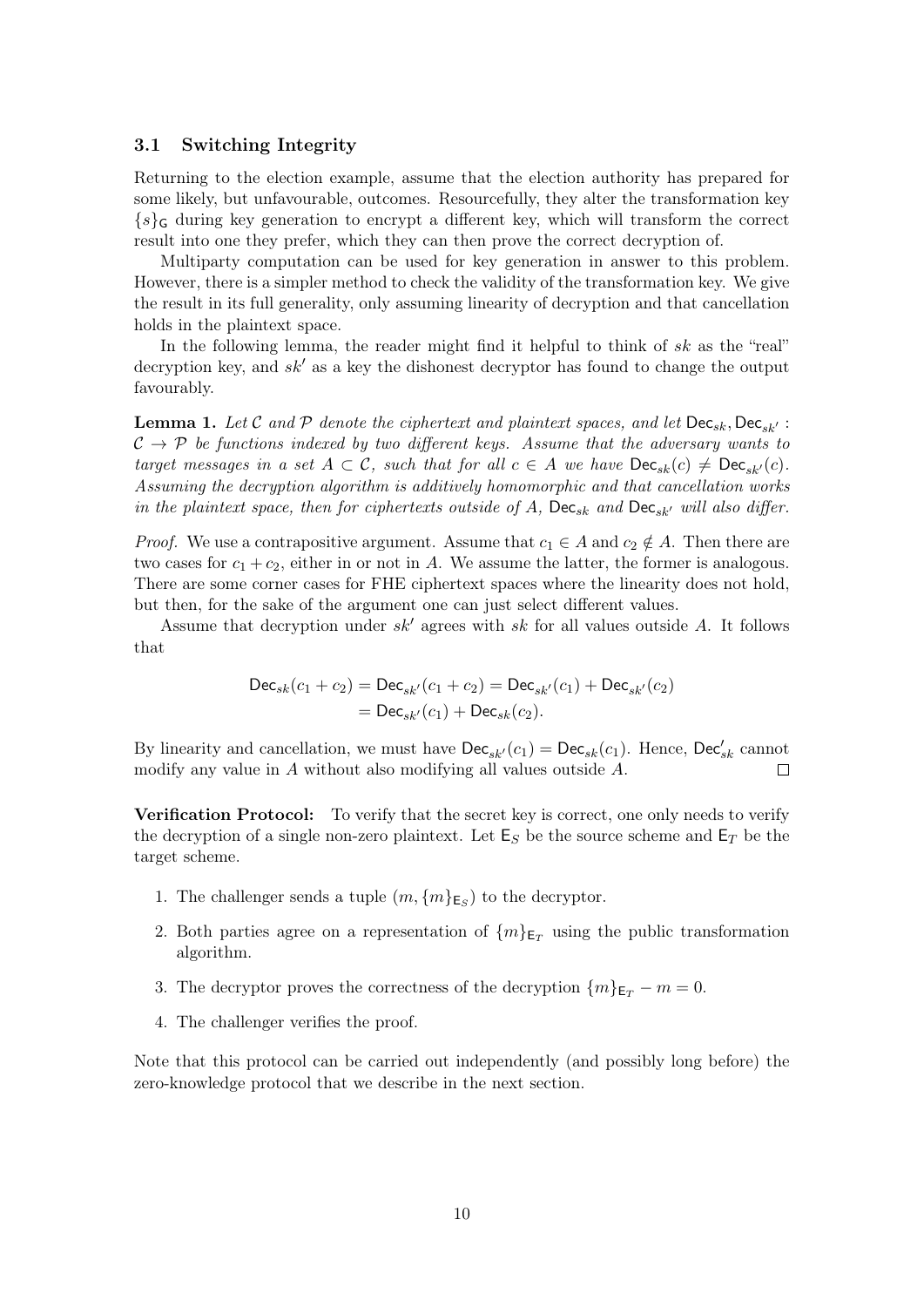### 3.1 Switching Integrity

Returning to the election example, assume that the election authority has prepared for some likely, but unfavourable, outcomes. Resourcefully, they alter the transformation key $\{s\}_{\mathsf{G}}$ during key generation to encrypt a different key, which will transform the correct result into one they prefer, which they can then prove the correct decryption of.

Multiparty computation can be used for key generation in answer to this problem. However, there is a simpler method to check the validity of the transformation key. We give the result in its full generality, only assuming linearity of decryption and that cancellation holds in the plaintext space.

In the following lemma, the reader might find it helpful to think of $sk$ as the "real" decryption key, and $sk'$ as a key the dishonest decryptor has found to change the output favourably.

**Lemma 1.** *Let $\mathcal{C}$ and $\mathcal{P}$ denote the ciphertext and plaintext spaces, and let $\mathsf{Dec}_{sk}, \mathsf{Dec}_{sk'} : \mathcal{C} \to \mathcal{P}$ be functions indexed by two different keys. Assume that the adversary wants to target messages in a set $A \subset \mathcal{C}$, such that for all $c \in A$ we have $\mathsf{Dec}_{sk}(c) \neq \mathsf{Dec}_{sk'}(c)$. Assuming the decryption algorithm is additively homomorphic and that cancellation works in the plaintext space, then for ciphertexts outside of $A$, $\mathsf{Dec}_{sk}$ and $\mathsf{Dec}_{sk'}$ will also differ.*

*Proof.* We use a contrapositive argument. Assume that $c_1 \in A$ and $c_2 \notin A$. Then there are two cases for $c_1 + c_2$, either in or not in $A$. We assume the latter, the former is analogous. There are some corner cases for FHE ciphertext spaces where the linearity does not hold, but then, for the sake of the argument one can just select different values.

Assume that decryption under $sk'$ agrees with $sk$ for all values outside $A$. It follows that

$$
\begin{aligned}
\mathsf{Dec}_{sk}(c_1 + c_2) = \mathsf{Dec}_{sk'}(c_1 + c_2) &= \mathsf{Dec}_{sk'}(c_1) + \mathsf{Dec}_{sk'}(c_2) \\
&= \mathsf{Dec}_{sk'}(c_1) + \mathsf{Dec}_{sk}(c_2).
\end{aligned}
$$

By linearity and cancellation, we must have $\mathsf{Dec}_{sk'}(c_1) = \mathsf{Dec}_{sk}(c_1)$. Hence, $\mathsf{Dec}'_{sk}$ cannot modify any value in $A$ without also modifying all values outside $A$. ∎

**Verification Protocol:** To verify that the secret key is correct, one only needs to verify the decryption of a single non-zero plaintext. Let $\mathsf{E}_S$ be the source scheme and $\mathsf{E}_T$ be the target scheme.

1. The challenger sends a tuple $(m, \{m\}_{\mathsf{E}_S})$ to the decryptor.
2. Both parties agree on a representation of $\{m\}_{\mathsf{E}_T}$ using the public transformation algorithm.
3. The decryptor proves the correctness of the decryption $\{m\}_{\mathsf{E}_T} - m = 0$.
4. The challenger verifies the proof.

Note that this protocol can be carried out independently (and possibly long before) the zero-knowledge protocol that we describe in the next section.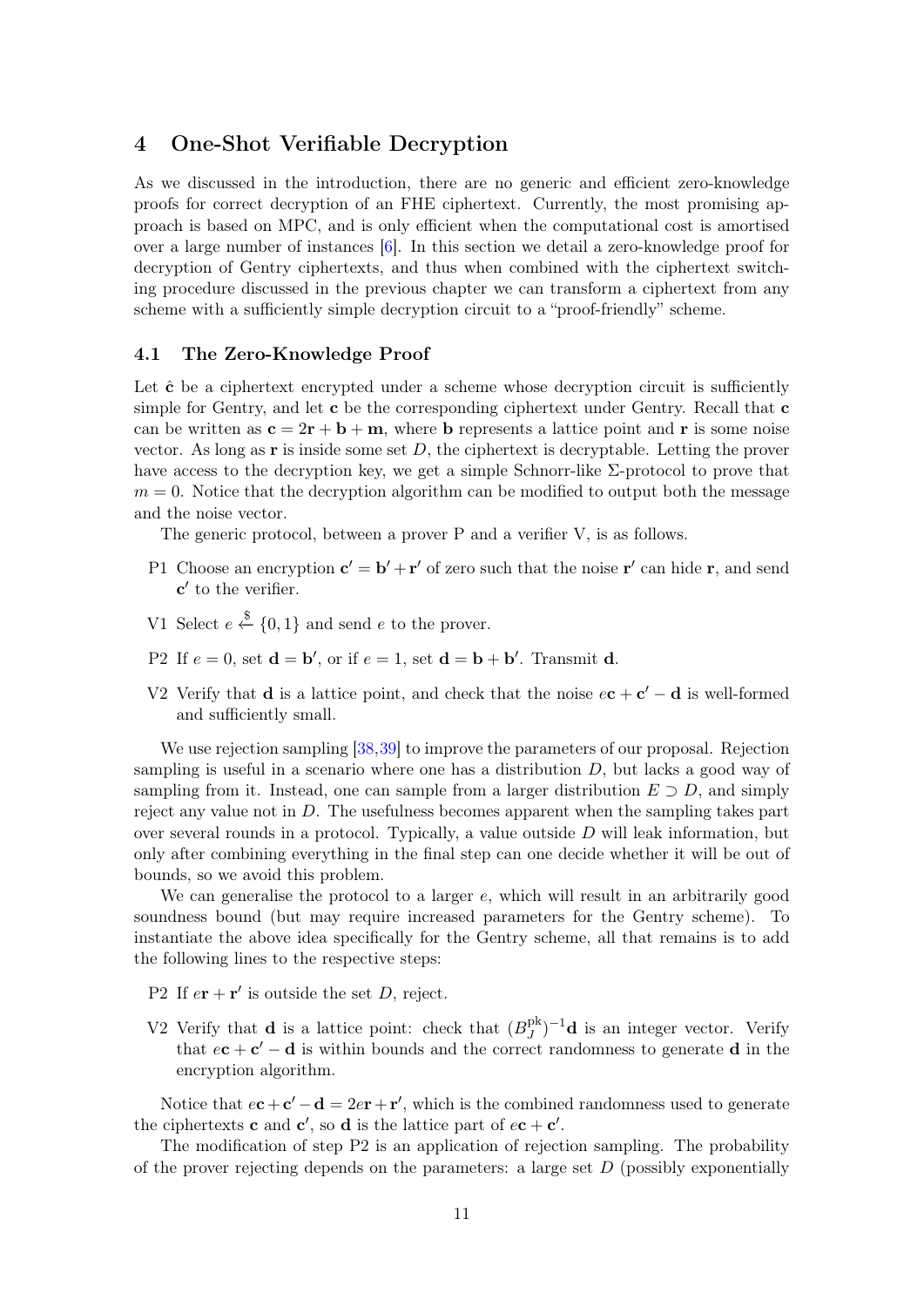## 4 One-Shot Verifiable Decryption

As we discussed in the introduction, there are no generic and efficient zero-knowledge proofs for correct decryption of an FHE ciphertext. Currently, the most promising approach is based on MPC, and is only efficient when the computational cost is amortised over a large number of instances [6]. In this section we detail a zero-knowledge proof for decryption of Gentry ciphertexts, and thus when combined with the ciphertext switching procedure discussed in the previous chapter we can transform a ciphertext from any scheme with a sufficiently simple decryption circuit to a "proof-friendly" scheme.

### 4.1 The Zero-Knowledge Proof

Let $\hat{\mathbf{c}}$ be a ciphertext encrypted under a scheme whose decryption circuit is sufficiently simple for Gentry, and let $\mathbf{c}$ be the corresponding ciphertext under Gentry. Recall that $\mathbf{c}$ can be written as $\mathbf{c} = 2\mathbf{r} + \mathbf{b} + \mathbf{m}$, where $\mathbf{b}$ represents a lattice point and $\mathbf{r}$ is some noise vector. As long as $\mathbf{r}$ is inside some set $D$, the ciphertext is decryptable. Letting the prover have access to the decryption key, we get a simple Schnorr-like $\Sigma$-protocol to prove that $m = 0$. Notice that the decryption algorithm can be modified to output both the message and the noise vector.

The generic protocol, between a prover P and a verifier V, is as follows.

- P1 Choose an encryption $\mathbf{c}' = \mathbf{b}' + \mathbf{r}'$ of zero such that the noise $\mathbf{r}'$ can hide $\mathbf{r}$, and send $\mathbf{c}'$ to the verifier.
- V1 Select $e \xleftarrow{\$} \{0, 1\}$ and send $e$ to the prover.
- P2 If $e = 0$, set $\mathbf{d} = \mathbf{b}'$, or if $e = 1$, set $\mathbf{d} = \mathbf{b} + \mathbf{b}'$. Transmit $\mathbf{d}$.
- V2 Verify that $\mathbf{d}$ is a lattice point, and check that the noise $e\mathbf{c} + \mathbf{c}' - \mathbf{d}$ is well-formed and sufficiently small.

We use rejection sampling [38,39] to improve the parameters of our proposal. Rejection sampling is useful in a scenario where one has a distribution $D$, but lacks a good way of sampling from it. Instead, one can sample from a larger distribution $E \supset D$, and simply reject any value not in $D$. The usefulness becomes apparent when the sampling takes part over several rounds in a protocol. Typically, a value outside $D$ will leak information, but only after combining everything in the final step can one decide whether it will be out of bounds, so we avoid this problem.

We can generalise the protocol to a larger $e$, which will result in an arbitrarily good soundness bound (but may require increased parameters for the Gentry scheme). To instantiate the above idea specifically for the Gentry scheme, all that remains is to add the following lines to the respective steps:

- P2 If $e\mathbf{r} + \mathbf{r}'$ is outside the set $D$, reject.
- V2 Verify that $\mathbf{d}$ is a lattice point: check that $(B_J^{\text{pk}})^{-1}\mathbf{d}$ is an integer vector. Verify that $e\mathbf{c} + \mathbf{c}' - \mathbf{d}$ is within bounds and the correct randomness to generate $\mathbf{d}$ in the encryption algorithm.

Notice that $e\mathbf{c} + \mathbf{c}' - \mathbf{d} = 2e\mathbf{r} + \mathbf{r}'$, which is the combined randomness used to generate the ciphertexts $\mathbf{c}$ and $\mathbf{c}'$, so $\mathbf{d}$ is the lattice part of $e\mathbf{c} + \mathbf{c}'$.

The modification of step P2 is an application of rejection sampling. The probability of the prover rejecting depends on the parameters: a large set $D$ (possibly exponentially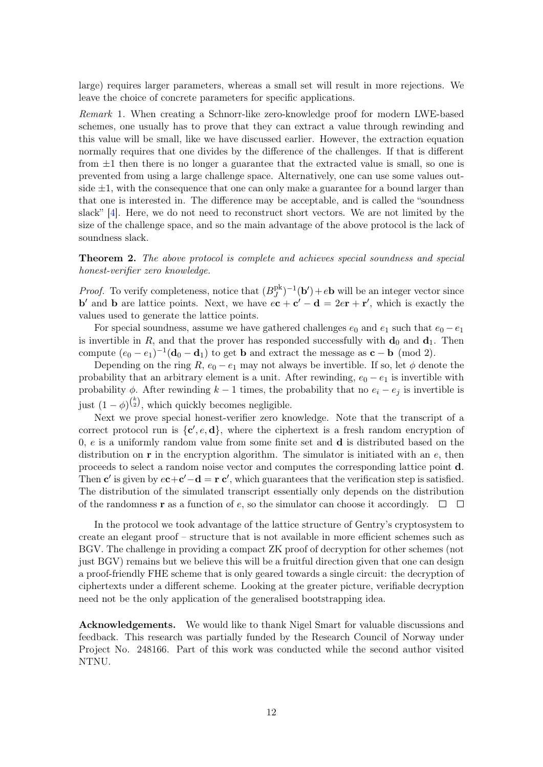large) requires larger parameters, whereas a small set will result in more rejections. We leave the choice of concrete parameters for specific applications.

*Remark* 1. When creating a Schnorr-like zero-knowledge proof for modern LWE-based schemes, one usually has to prove that they can extract a value through rewinding and this value will be small, like we have discussed earlier. However, the extraction equation normally requires that one divides by the difference of the challenges. If that is different from $\pm 1$ then there is no longer a guarantee that the extracted value is small, so one is prevented from using a large challenge space. Alternatively, one can use some values outside $\pm 1$, with the consequence that one can only make a guarantee for a bound larger than that one is interested in. The difference may be acceptable, and is called the "soundness slack" [4]. Here, we do not need to reconstruct short vectors. We are not limited by the size of the challenge space, and so the main advantage of the above protocol is the lack of soundness slack.

**Theorem 2.** *The above protocol is complete and achieves special soundness and special honest-verifier zero knowledge.*

*Proof.* To verify completeness, notice that $(B_J^{\text{pk}})^{-1}(\mathbf{b}') + e\mathbf{b}$ will be an integer vector since $\mathbf{b}'$ and $\mathbf{b}$ are lattice points. Next, we have $e\mathbf{c} + \mathbf{c}' - \mathbf{d} = 2e\mathbf{r} + \mathbf{r}'$, which is exactly the values used to generate the lattice points.

For special soundness, assume we have gathered challenges $e_0$ and $e_1$ such that $e_0 - e_1$ is invertible in $R$, and that the prover has responded successfully with $\mathbf{d}_0$ and $\mathbf{d}_1$. Then compute $(e_0 - e_1)^{-1}(\mathbf{d}_0 - \mathbf{d}_1)$ to get $\mathbf{b}$ and extract the message as $\mathbf{c} - \mathbf{b} \pmod 2$.

Depending on the ring $R$, $e_0 - e_1$ may not always be invertible. If so, let $\phi$ denote the probability that an arbitrary element is a unit. After rewinding, $e_0 - e_1$ is invertible with probability $\phi$. After rewinding $k-1$ times, the probability that no $e_i - e_j$ is invertible is just $(1-\phi)^{\binom{k}{2}}$, which quickly becomes negligible.

Next we prove special honest-verifier zero knowledge. Note that the transcript of a correct protocol run is $\{\mathbf{c}', e, \mathbf{d}\}$, where the ciphertext is a fresh random encryption of 0, $e$ is a uniformly random value from some finite set and $\mathbf{d}$ is distributed based on the distribution on $\mathbf{r}$ in the encryption algorithm. The simulator is initiated with an $e$, then proceeds to select a random noise vector and computes the corresponding lattice point $\mathbf{d}$. Then $\mathbf{c}'$ is given by $e\mathbf{c} + \mathbf{c}' - \mathbf{d} = \mathbf{r}\ \mathbf{c}'$, which guarantees that the verification step is satisfied. The distribution of the simulated transcript essentially only depends on the distribution of the randomness $\mathbf{r}$ as a function of $e$, so the simulator can choose it accordingly. □ □

In the protocol we took advantage of the lattice structure of Gentry's cryptosystem to create an elegant proof – structure that is not available in more efficient schemes such as BGV. The challenge in providing a compact ZK proof of decryption for other schemes (not just BGV) remains but we believe this will be a fruitful direction given that one can design a proof-friendly FHE scheme that is only geared towards a single circuit: the decryption of ciphertexts under a different scheme. Looking at the greater picture, verifiable decryption need not be the only application of the generalised bootstrapping idea.

**Acknowledgements.** We would like to thank Nigel Smart for valuable discussions and feedback. This research was partially funded by the Research Council of Norway under Project No. 248166. Part of this work was conducted while the second author visited NTNU.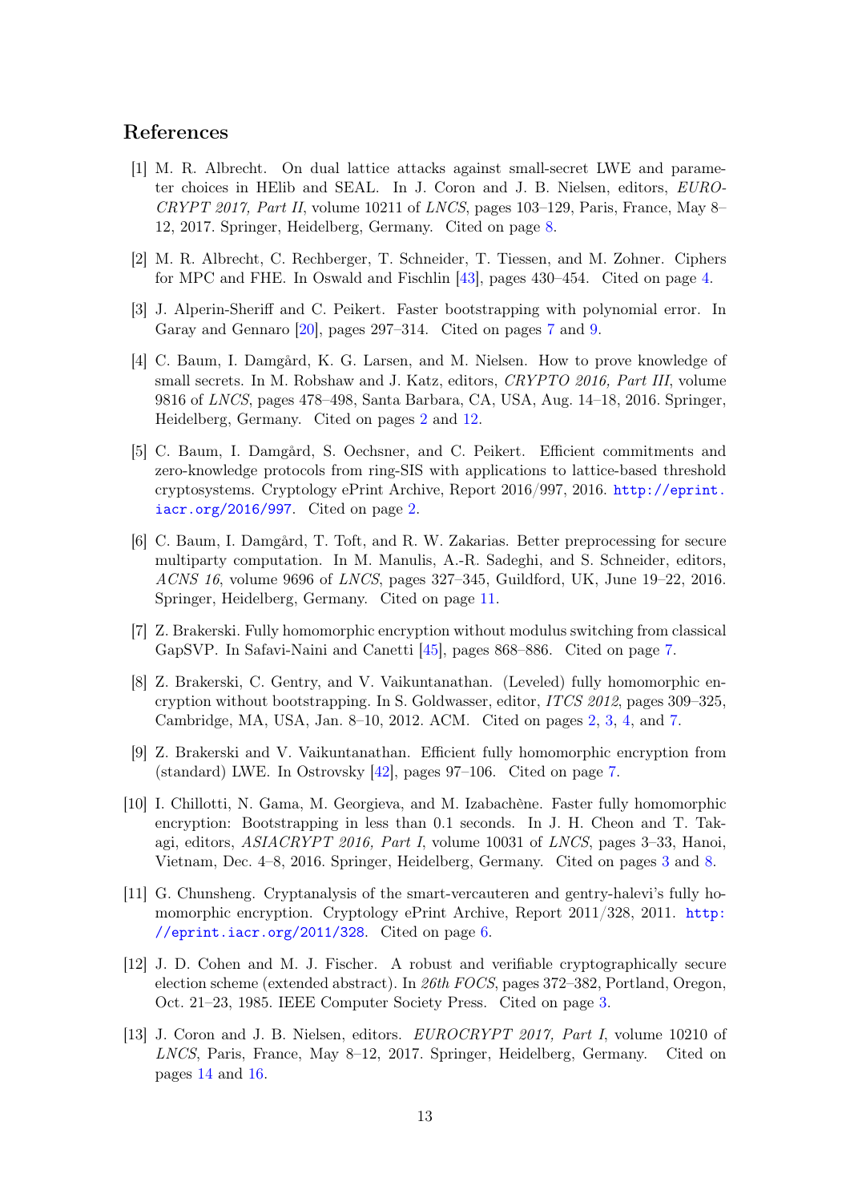## References

[1] M. R. Albrecht. On dual lattice attacks against small-secret LWE and parameter choices in HElib and SEAL. In J. Coron and J. B. Nielsen, editors, *EUROCRYPT 2017, Part II*, volume 10211 of *LNCS*, pages 103–129, Paris, France, May 8–12, 2017. Springer, Heidelberg, Germany. Cited on page 8.

[2] M. R. Albrecht, C. Rechberger, T. Schneider, T. Tiessen, and M. Zohner. Ciphers for MPC and FHE. In Oswald and Fischlin [43], pages 430–454. Cited on page 4.

[3] J. Alperin-Sheriff and C. Peikert. Faster bootstrapping with polynomial error. In Garay and Gennaro [20], pages 297–314. Cited on pages 7 and 9.

[4] C. Baum, I. Damgård, K. G. Larsen, and M. Nielsen. How to prove knowledge of small secrets. In M. Robshaw and J. Katz, editors, *CRYPTO 2016, Part III*, volume 9816 of *LNCS*, pages 478–498, Santa Barbara, CA, USA, Aug. 14–18, 2016. Springer, Heidelberg, Germany. Cited on pages 2 and 12.

[5] C. Baum, I. Damgård, S. Oechsner, and C. Peikert. Efficient commitments and zero-knowledge protocols from ring-SIS with applications to lattice-based threshold cryptosystems. Cryptology ePrint Archive, Report 2016/997, 2016. `http://eprint.iacr.org/2016/997`. Cited on page 2.

[6] C. Baum, I. Damgård, T. Toft, and R. W. Zakarias. Better preprocessing for secure multiparty computation. In M. Manulis, A.-R. Sadeghi, and S. Schneider, editors, *ACNS 16*, volume 9696 of *LNCS*, pages 327–345, Guildford, UK, June 19–22, 2016. Springer, Heidelberg, Germany. Cited on page 11.

[7] Z. Brakerski. Fully homomorphic encryption without modulus switching from classical GapSVP. In Safavi-Naini and Canetti [45], pages 868–886. Cited on page 7.

[8] Z. Brakerski, C. Gentry, and V. Vaikuntanathan. (Leveled) fully homomorphic encryption without bootstrapping. In S. Goldwasser, editor, *ITCS 2012*, pages 309–325, Cambridge, MA, USA, Jan. 8–10, 2012. ACM. Cited on pages 2, 3, 4, and 7.

[9] Z. Brakerski and V. Vaikuntanathan. Efficient fully homomorphic encryption from (standard) LWE. In Ostrovsky [42], pages 97–106. Cited on page 7.

[10] I. Chillotti, N. Gama, M. Georgieva, and M. Izabachène. Faster fully homomorphic encryption: Bootstrapping in less than 0.1 seconds. In J. H. Cheon and T. Takagi, editors, *ASIACRYPT 2016, Part I*, volume 10031 of *LNCS*, pages 3–33, Hanoi, Vietnam, Dec. 4–8, 2016. Springer, Heidelberg, Germany. Cited on pages 3 and 8.

[11] G. Chunsheng. Cryptanalysis of the smart-vercauteren and gentry-halevi's fully homomorphic encryption. Cryptology ePrint Archive, Report 2011/328, 2011. `http://eprint.iacr.org/2011/328`. Cited on page 6.

[12] J. D. Cohen and M. J. Fischer. A robust and verifiable cryptographically secure election scheme (extended abstract). In *26th FOCS*, pages 372–382, Portland, Oregon, Oct. 21–23, 1985. IEEE Computer Society Press. Cited on page 3.

[13] J. Coron and J. B. Nielsen, editors. *EUROCRYPT 2017, Part I*, volume 10210 of *LNCS*, Paris, France, May 8–12, 2017. Springer, Heidelberg, Germany. Cited on pages 14 and 16.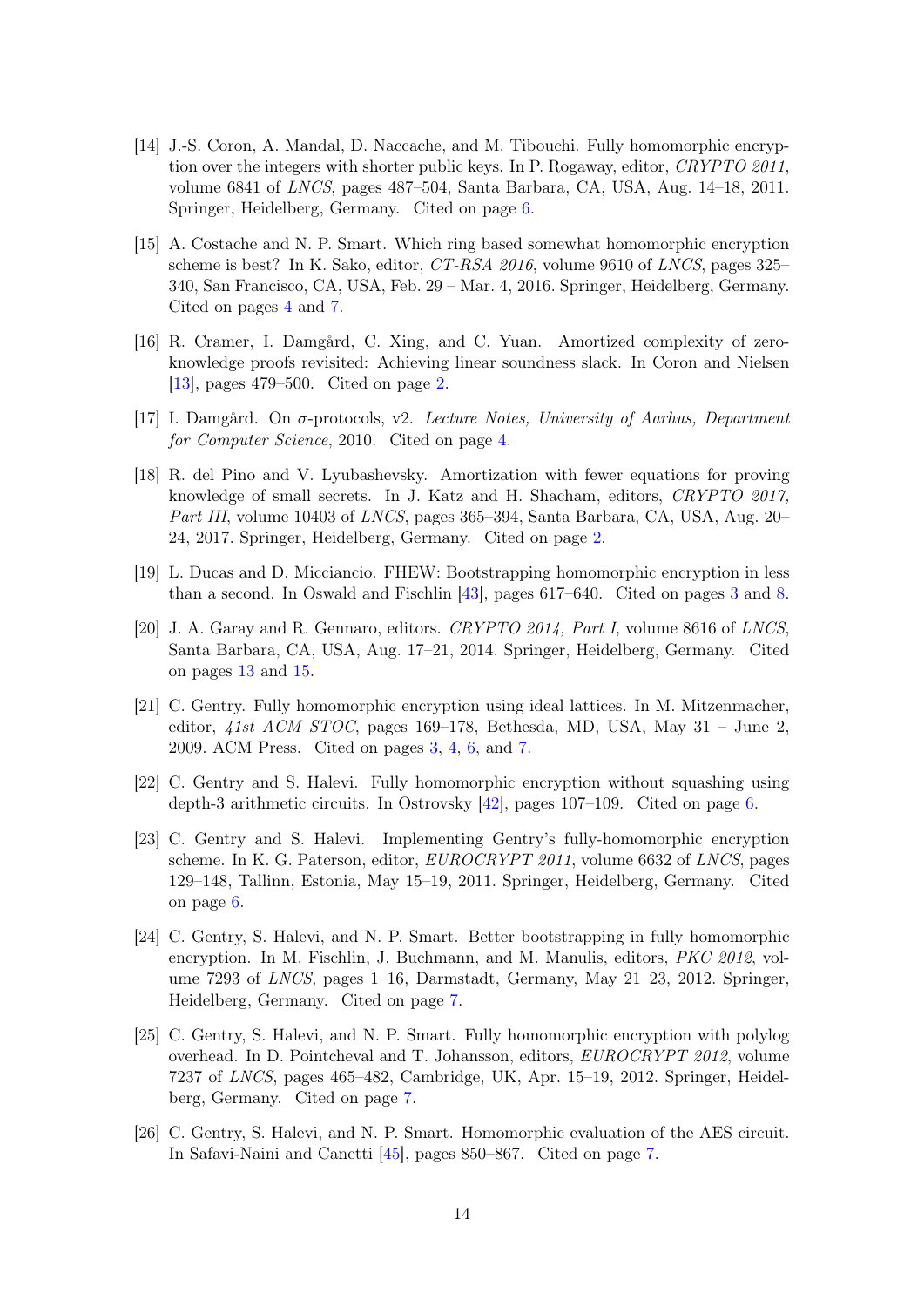[14] J.-S. Coron, A. Mandal, D. Naccache, and M. Tibouchi. Fully homomorphic encryption over the integers with shorter public keys. In P. Rogaway, editor, *CRYPTO 2011*, volume 6841 of *LNCS*, pages 487–504, Santa Barbara, CA, USA, Aug. 14–18, 2011. Springer, Heidelberg, Germany. Cited on page 6.

[15] A. Costache and N. P. Smart. Which ring based somewhat homomorphic encryption scheme is best? In K. Sako, editor, *CT-RSA 2016*, volume 9610 of *LNCS*, pages 325–340, San Francisco, CA, USA, Feb. 29 – Mar. 4, 2016. Springer, Heidelberg, Germany. Cited on pages 4 and 7.

[16] R. Cramer, I. Damgård, C. Xing, and C. Yuan. Amortized complexity of zero-knowledge proofs revisited: Achieving linear soundness slack. In Coron and Nielsen [13], pages 479–500. Cited on page 2.

[17] I. Damgård. On $\sigma$-protocols, v2. *Lecture Notes, University of Aarhus, Department for Computer Science*, 2010. Cited on page 4.

[18] R. del Pino and V. Lyubashevsky. Amortization with fewer equations for proving knowledge of small secrets. In J. Katz and H. Shacham, editors, *CRYPTO 2017, Part III*, volume 10403 of *LNCS*, pages 365–394, Santa Barbara, CA, USA, Aug. 20–24, 2017. Springer, Heidelberg, Germany. Cited on page 2.

[19] L. Ducas and D. Micciancio. FHEW: Bootstrapping homomorphic encryption in less than a second. In Oswald and Fischlin [43], pages 617–640. Cited on pages 3 and 8.

[20] J. A. Garay and R. Gennaro, editors. *CRYPTO 2014, Part I*, volume 8616 of *LNCS*, Santa Barbara, CA, USA, Aug. 17–21, 2014. Springer, Heidelberg, Germany. Cited on pages 13 and 15.

[21] C. Gentry. Fully homomorphic encryption using ideal lattices. In M. Mitzenmacher, editor, *41st ACM STOC*, pages 169–178, Bethesda, MD, USA, May 31 – June 2, 2009. ACM Press. Cited on pages 3, 4, 6, and 7.

[22] C. Gentry and S. Halevi. Fully homomorphic encryption without squashing using depth-3 arithmetic circuits. In Ostrovsky [42], pages 107–109. Cited on page 6.

[23] C. Gentry and S. Halevi. Implementing Gentry's fully-homomorphic encryption scheme. In K. G. Paterson, editor, *EUROCRYPT 2011*, volume 6632 of *LNCS*, pages 129–148, Tallinn, Estonia, May 15–19, 2011. Springer, Heidelberg, Germany. Cited on page 6.

[24] C. Gentry, S. Halevi, and N. P. Smart. Better bootstrapping in fully homomorphic encryption. In M. Fischlin, J. Buchmann, and M. Manulis, editors, *PKC 2012*, volume 7293 of *LNCS*, pages 1–16, Darmstadt, Germany, May 21–23, 2012. Springer, Heidelberg, Germany. Cited on page 7.

[25] C. Gentry, S. Halevi, and N. P. Smart. Fully homomorphic encryption with polylog overhead. In D. Pointcheval and T. Johansson, editors, *EUROCRYPT 2012*, volume 7237 of *LNCS*, pages 465–482, Cambridge, UK, Apr. 15–19, 2012. Springer, Heidelberg, Germany. Cited on page 7.

[26] C. Gentry, S. Halevi, and N. P. Smart. Homomorphic evaluation of the AES circuit. In Safavi-Naini and Canetti [45], pages 850–867. Cited on page 7.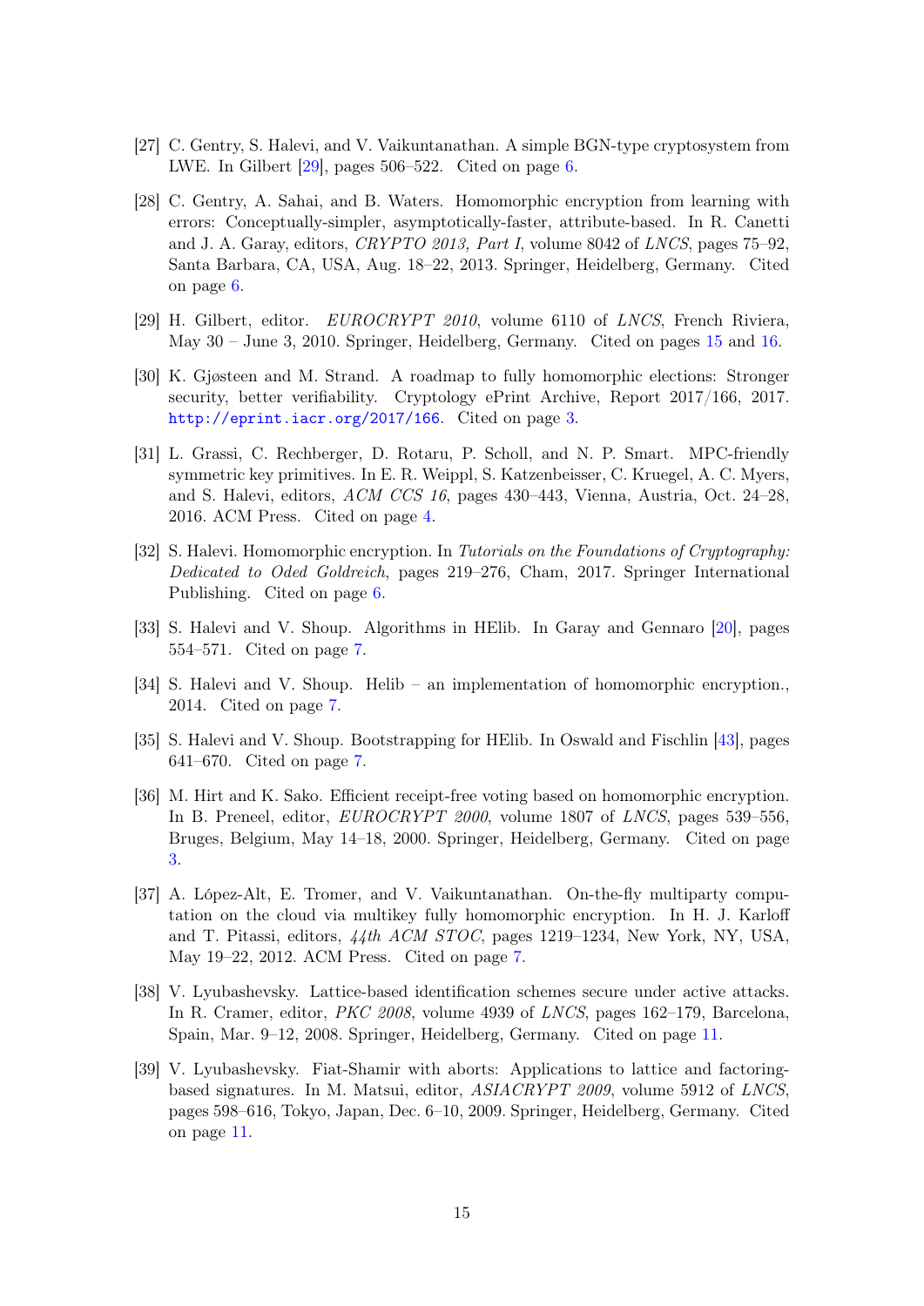[27] C. Gentry, S. Halevi, and V. Vaikuntanathan. A simple BGN-type cryptosystem from LWE. In Gilbert [29], pages 506–522. Cited on page 6.

[28] C. Gentry, A. Sahai, and B. Waters. Homomorphic encryption from learning with errors: Conceptually-simpler, asymptotically-faster, attribute-based. In R. Canetti and J. A. Garay, editors, *CRYPTO 2013, Part I*, volume 8042 of *LNCS*, pages 75–92, Santa Barbara, CA, USA, Aug. 18–22, 2013. Springer, Heidelberg, Germany. Cited on page 6.

[29] H. Gilbert, editor. *EUROCRYPT 2010*, volume 6110 of *LNCS*, French Riviera, May 30 – June 3, 2010. Springer, Heidelberg, Germany. Cited on pages 15 and 16.

[30] K. Gjøsteen and M. Strand. A roadmap to fully homomorphic elections: Stronger security, better verifiability. Cryptology ePrint Archive, Report 2017/166, 2017. http://eprint.iacr.org/2017/166. Cited on page 3.

[31] L. Grassi, C. Rechberger, D. Rotaru, P. Scholl, and N. P. Smart. MPC-friendly symmetric key primitives. In E. R. Weippl, S. Katzenbeisser, C. Kruegel, A. C. Myers, and S. Halevi, editors, *ACM CCS 16*, pages 430–443, Vienna, Austria, Oct. 24–28, 2016. ACM Press. Cited on page 4.

[32] S. Halevi. Homomorphic encryption. In *Tutorials on the Foundations of Cryptography: Dedicated to Oded Goldreich*, pages 219–276, Cham, 2017. Springer International Publishing. Cited on page 6.

[33] S. Halevi and V. Shoup. Algorithms in HElib. In Garay and Gennaro [20], pages 554–571. Cited on page 7.

[34] S. Halevi and V. Shoup. Helib – an implementation of homomorphic encryption., 2014. Cited on page 7.

[35] S. Halevi and V. Shoup. Bootstrapping for HElib. In Oswald and Fischlin [43], pages 641–670. Cited on page 7.

[36] M. Hirt and K. Sako. Efficient receipt-free voting based on homomorphic encryption. In B. Preneel, editor, *EUROCRYPT 2000*, volume 1807 of *LNCS*, pages 539–556, Bruges, Belgium, May 14–18, 2000. Springer, Heidelberg, Germany. Cited on page 3.

[37] A. López-Alt, E. Tromer, and V. Vaikuntanathan. On-the-fly multiparty computation on the cloud via multikey fully homomorphic encryption. In H. J. Karloff and T. Pitassi, editors, *44th ACM STOC*, pages 1219–1234, New York, NY, USA, May 19–22, 2012. ACM Press. Cited on page 7.

[38] V. Lyubashevsky. Lattice-based identification schemes secure under active attacks. In R. Cramer, editor, *PKC 2008*, volume 4939 of *LNCS*, pages 162–179, Barcelona, Spain, Mar. 9–12, 2008. Springer, Heidelberg, Germany. Cited on page 11.

[39] V. Lyubashevsky. Fiat-Shamir with aborts: Applications to lattice and factoring-based signatures. In M. Matsui, editor, *ASIACRYPT 2009*, volume 5912 of *LNCS*, pages 598–616, Tokyo, Japan, Dec. 6–10, 2009. Springer, Heidelberg, Germany. Cited on page 11.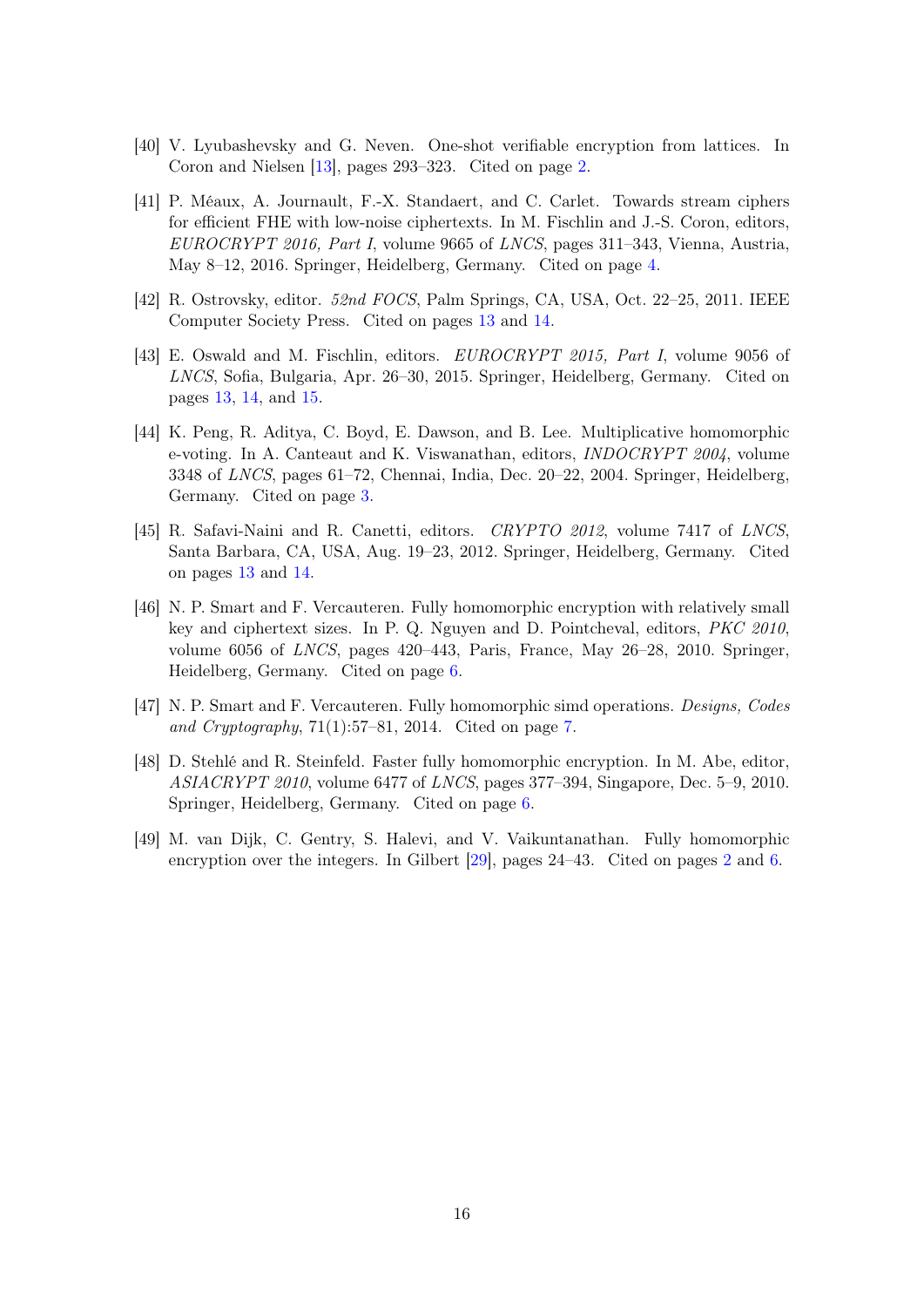[40] V. Lyubashevsky and G. Neven. One-shot verifiable encryption from lattices. In Coron and Nielsen [13], pages 293–323. Cited on page 2.

[41] P. Méaux, A. Journault, F.-X. Standaert, and C. Carlet. Towards stream ciphers for efficient FHE with low-noise ciphertexts. In M. Fischlin and J.-S. Coron, editors, *EUROCRYPT 2016, Part I*, volume 9665 of *LNCS*, pages 311–343, Vienna, Austria, May 8–12, 2016. Springer, Heidelberg, Germany. Cited on page 4.

[42] R. Ostrovsky, editor. *52nd FOCS*, Palm Springs, CA, USA, Oct. 22–25, 2011. IEEE Computer Society Press. Cited on pages 13 and 14.

[43] E. Oswald and M. Fischlin, editors. *EUROCRYPT 2015, Part I*, volume 9056 of *LNCS*, Sofia, Bulgaria, Apr. 26–30, 2015. Springer, Heidelberg, Germany. Cited on pages 13, 14, and 15.

[44] K. Peng, R. Aditya, C. Boyd, E. Dawson, and B. Lee. Multiplicative homomorphic e-voting. In A. Canteaut and K. Viswanathan, editors, *INDOCRYPT 2004*, volume 3348 of *LNCS*, pages 61–72, Chennai, India, Dec. 20–22, 2004. Springer, Heidelberg, Germany. Cited on page 3.

[45] R. Safavi-Naini and R. Canetti, editors. *CRYPTO 2012*, volume 7417 of *LNCS*, Santa Barbara, CA, USA, Aug. 19–23, 2012. Springer, Heidelberg, Germany. Cited on pages 13 and 14.

[46] N. P. Smart and F. Vercauteren. Fully homomorphic encryption with relatively small key and ciphertext sizes. In P. Q. Nguyen and D. Pointcheval, editors, *PKC 2010*, volume 6056 of *LNCS*, pages 420–443, Paris, France, May 26–28, 2010. Springer, Heidelberg, Germany. Cited on page 6.

[47] N. P. Smart and F. Vercauteren. Fully homomorphic simd operations. *Designs, Codes and Cryptography*, 71(1):57–81, 2014. Cited on page 7.

[48] D. Stehlé and R. Steinfeld. Faster fully homomorphic encryption. In M. Abe, editor, *ASIACRYPT 2010*, volume 6477 of *LNCS*, pages 377–394, Singapore, Dec. 5–9, 2010. Springer, Heidelberg, Germany. Cited on page 6.

[49] M. van Dijk, C. Gentry, S. Halevi, and V. Vaikuntanathan. Fully homomorphic encryption over the integers. In Gilbert [29], pages 24–43. Cited on pages 2 and 6.